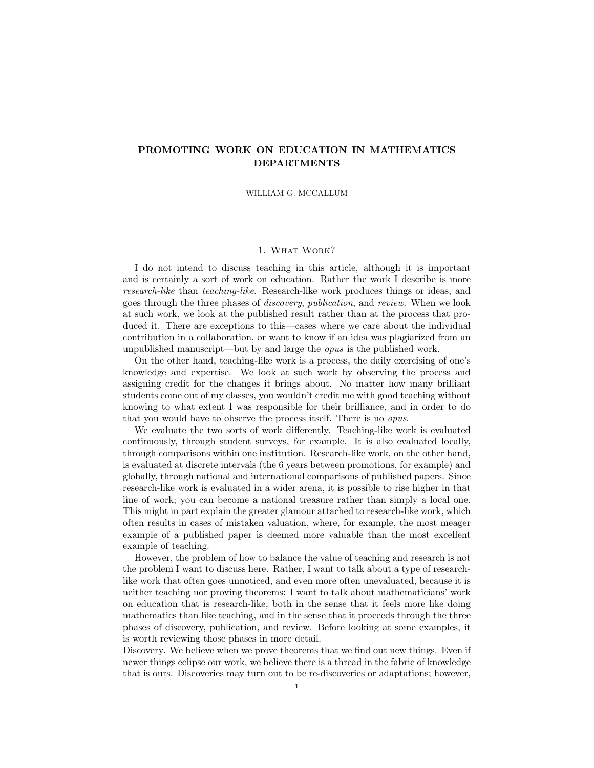# PROMOTING WORK ON EDUCATION IN MATHEMATICS DEPARTMENTS

WILLIAM G. MCCALLUM

## 1. What Work?

I do not intend to discuss teaching in this article, although it is important and is certainly a sort of work on education. Rather the work I describe is more *research-like* than *teaching-like*. Research-like work produces things or ideas, and goes through the three phases of *discovery*, *publication*, and *review*. When we look at such work, we look at the published result rather than at the process that produced it. There are exceptions to this—cases where we care about the individual contribution in a collaboration, or want to know if an idea was plagiarized from an unpublished manuscript—but by and large the *opus* is the published work.

On the other hand, teaching-like work is a process, the daily exercising of one's knowledge and expertise. We look at such work by observing the process and assigning credit for the changes it brings about. No matter how many brilliant students come out of my classes, you wouldn't credit me with good teaching without knowing to what extent I was responsible for their brilliance, and in order to do that you would have to observe the process itself. There is no *opus*.

We evaluate the two sorts of work differently. Teaching-like work is evaluated continuously, through student surveys, for example. It is also evaluated locally, through comparisons within one institution. Research-like work, on the other hand, is evaluated at discrete intervals (the 6 years between promotions, for example) and globally, through national and international comparisons of published papers. Since research-like work is evaluated in a wider arena, it is possible to rise higher in that line of work; you can become a national treasure rather than simply a local one. This might in part explain the greater glamour attached to research-like work, which often results in cases of mistaken valuation, where, for example, the most meager example of a published paper is deemed more valuable than the most excellent example of teaching.

However, the problem of how to balance the value of teaching and research is not the problem I want to discuss here. Rather, I want to talk about a type of research-like work that often goes unnoticed, and even more often unevaluated, because it is neither teaching nor proving theorems: I want to talk about mathematicians' work on education that is research-like, both in the sense that it feels more like doing mathematics than like teaching, and in the sense that it proceeds through the three phases of discovery, publication, and review. Before looking at some examples, it is worth reviewing those phases in more detail.

Discovery. We believe when we prove theorems that we find out new things. Even if newer things eclipse our work, we believe there is a thread in the fabric of knowledge that is ours. Discoveries may turn out to be re-discoveries or adaptations; however,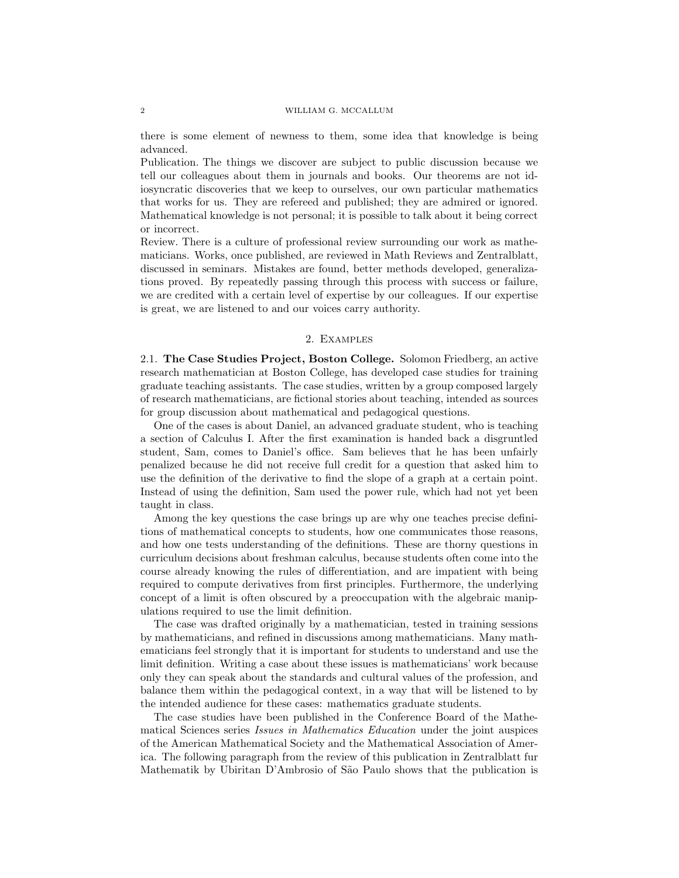there is some element of newness to them, some idea that knowledge is being advanced.

Publication. The things we discover are subject to public discussion because we tell our colleagues about them in journals and books. Our theorems are not idiosyncratic discoveries that we keep to ourselves, our own particular mathematics that works for us. They are refereed and published; they are admired or ignored. Mathematical knowledge is not personal; it is possible to talk about it being correct or incorrect.

Review. There is a culture of professional review surrounding our work as mathematicians. Works, once published, are reviewed in Math Reviews and Zentralblatt, discussed in seminars. Mistakes are found, better methods developed, generalizations proved. By repeatedly passing through this process with success or failure, we are credited with a certain level of expertise by our colleagues. If our expertise is great, we are listened to and our voices carry authority.

## 2. Examples

2.1. **The Case Studies Project, Boston College.** Solomon Friedberg, an active research mathematician at Boston College, has developed case studies for training graduate teaching assistants. The case studies, written by a group composed largely of research mathematicians, are fictional stories about teaching, intended as sources for group discussion about mathematical and pedagogical questions.

One of the cases is about Daniel, an advanced graduate student, who is teaching a section of Calculus I. After the first examination is handed back a disgruntled student, Sam, comes to Daniel's office. Sam believes that he has been unfairly penalized because he did not receive full credit for a question that asked him to use the definition of the derivative to find the slope of a graph at a certain point. Instead of using the definition, Sam used the power rule, which had not yet been taught in class.

Among the key questions the case brings up are why one teaches precise definitions of mathematical concepts to students, how one communicates those reasons, and how one tests understanding of the definitions. These are thorny questions in curriculum decisions about freshman calculus, because students often come into the course already knowing the rules of differentiation, and are impatient with being required to compute derivatives from first principles. Furthermore, the underlying concept of a limit is often obscured by a preoccupation with the algebraic manipulations required to use the limit definition.

The case was drafted originally by a mathematician, tested in training sessions by mathematicians, and refined in discussions among mathematicians. Many mathematicians feel strongly that it is important for students to understand and use the limit definition. Writing a case about these issues is mathematicians' work because only they can speak about the standards and cultural values of the profession, and balance them within the pedagogical context, in a way that will be listened to by the intended audience for these cases: mathematics graduate students.

The case studies have been published in the Conference Board of the Mathematical Sciences series *Issues in Mathematics Education* under the joint auspices of the American Mathematical Society and the Mathematical Association of America. The following paragraph from the review of this publication in Zentralblatt fur Mathematik by Ubiritan D'Ambrosio of São Paulo shows that the publication is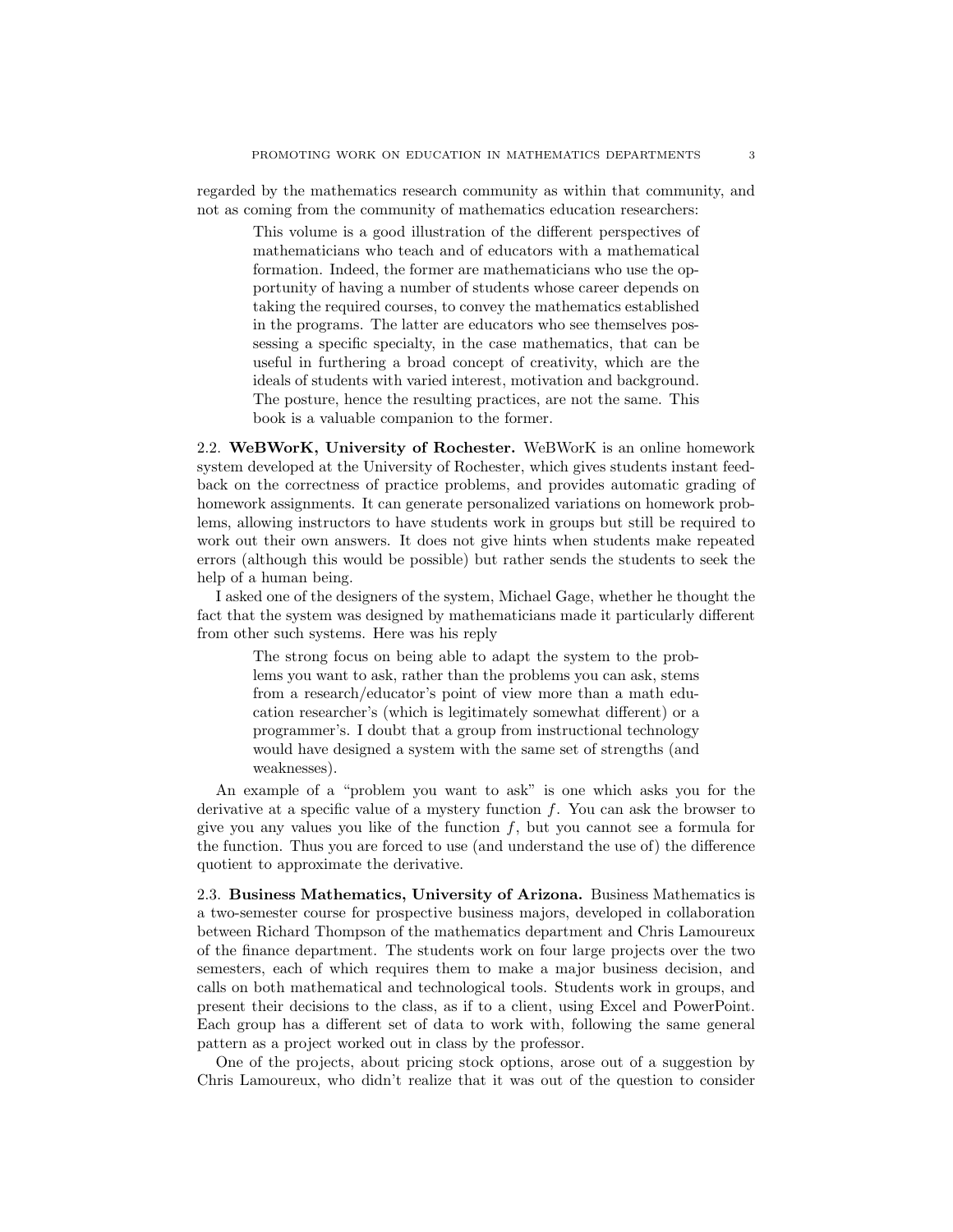regarded by the mathematics research community as within that community, and not as coming from the community of mathematics education researchers:

> This volume is a good illustration of the different perspectives of mathematicians who teach and of educators with a mathematical formation. Indeed, the former are mathematicians who use the opportunity of having a number of students whose career depends on taking the required courses, to convey the mathematics established in the programs. The latter are educators who see themselves possessing a specific specialty, in the case mathematics, that can be useful in furthering a broad concept of creativity, which are the ideals of students with varied interest, motivation and background. The posture, hence the resulting practices, are not the same. This book is a valuable companion to the former.

2.2. **WeBWorK, University of Rochester.** WeBWorK is an online homework system developed at the University of Rochester, which gives students instant feedback on the correctness of practice problems, and provides automatic grading of homework assignments. It can generate personalized variations on homework problems, allowing instructors to have students work in groups but still be required to work out their own answers. It does not give hints when students make repeated errors (although this would be possible) but rather sends the students to seek the help of a human being.

I asked one of the designers of the system, Michael Gage, whether he thought the fact that the system was designed by mathematicians made it particularly different from other such systems. Here was his reply

> The strong focus on being able to adapt the system to the problems you want to ask, rather than the problems you can ask, stems from a research/educator's point of view more than a math education researcher's (which is legitimately somewhat different) or a programmer's. I doubt that a group from instructional technology would have designed a system with the same set of strengths (and weaknesses).

An example of a "problem you want to ask" is one which asks you for the derivative at a specific value of a mystery function $f$. You can ask the browser to give you any values you like of the function $f$, but you cannot see a formula for the function. Thus you are forced to use (and understand the use of) the difference quotient to approximate the derivative.

2.3. **Business Mathematics, University of Arizona.** Business Mathematics is a two-semester course for prospective business majors, developed in collaboration between Richard Thompson of the mathematics department and Chris Lamoureux of the finance department. The students work on four large projects over the two semesters, each of which requires them to make a major business decision, and calls on both mathematical and technological tools. Students work in groups, and present their decisions to the class, as if to a client, using Excel and PowerPoint. Each group has a different set of data to work with, following the same general pattern as a project worked out in class by the professor.

One of the projects, about pricing stock options, arose out of a suggestion by Chris Lamoureux, who didn't realize that it was out of the question to consider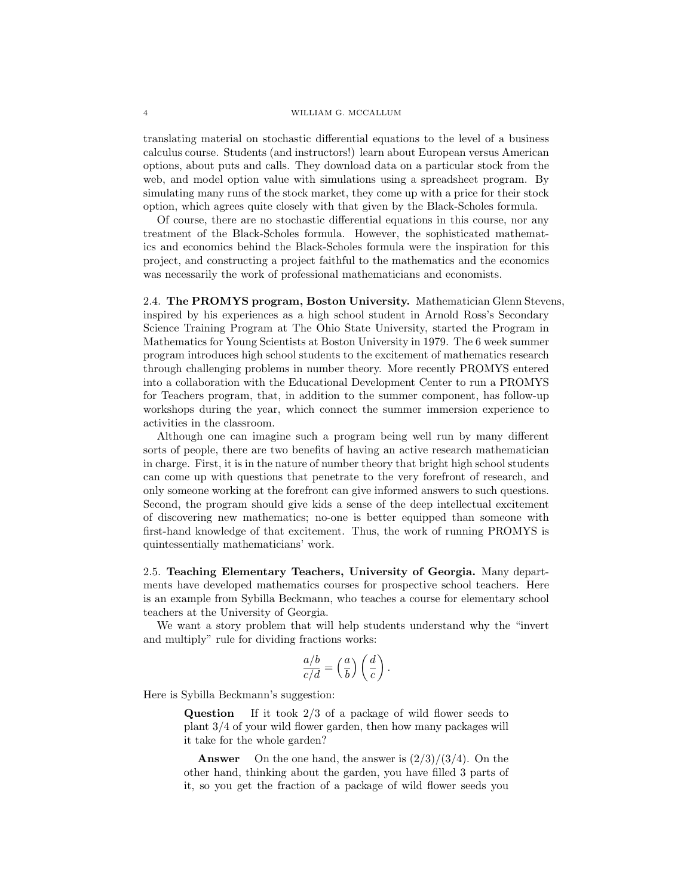translating material on stochastic differential equations to the level of a business calculus course. Students (and instructors!) learn about European versus American options, about puts and calls. They download data on a particular stock from the web, and model option value with simulations using a spreadsheet program. By simulating many runs of the stock market, they come up with a price for their stock option, which agrees quite closely with that given by the Black-Scholes formula.

Of course, there are no stochastic differential equations in this course, nor any treatment of the Black-Scholes formula. However, the sophisticated mathematics and economics behind the Black-Scholes formula were the inspiration for this project, and constructing a project faithful to the mathematics and the economics was necessarily the work of professional mathematicians and economists.

### 2.4. The PROMYS program, Boston University.

Mathematician Glenn Stevens, inspired by his experiences as a high school student in Arnold Ross's Secondary Science Training Program at The Ohio State University, started the Program in Mathematics for Young Scientists at Boston University in 1979. The 6 week summer program introduces high school students to the excitement of mathematics research through challenging problems in number theory. More recently PROMYS entered into a collaboration with the Educational Development Center to run a PROMYS for Teachers program, that, in addition to the summer component, has follow-up workshops during the year, which connect the summer immersion experience to activities in the classroom.

Although one can imagine such a program being well run by many different sorts of people, there are two benefits of having an active research mathematician in charge. First, it is in the nature of number theory that bright high school students can come up with questions that penetrate to the very forefront of research, and only someone working at the forefront can give informed answers to such questions. Second, the program should give kids a sense of the deep intellectual excitement of discovering new mathematics; no-one is better equipped than someone with first-hand knowledge of that excitement. Thus, the work of running PROMYS is quintessentially mathematicians' work.

### 2.5. Teaching Elementary Teachers, University of Georgia.

Many departments have developed mathematics courses for prospective school teachers. Here is an example from Sybilla Beckmann, who teaches a course for elementary school teachers at the University of Georgia.

We want a story problem that will help students understand why the "invert and multiply" rule for dividing fractions works:

$$\frac{a/b}{c/d} = \left(\frac{a}{b}\right)\left(\frac{d}{c}\right).$$

Here is Sybilla Beckmann's suggestion:

> **Question** If it took 2/3 of a package of wild flower seeds to plant 3/4 of your wild flower garden, then how many packages will it take for the whole garden?
>
> **Answer** On the one hand, the answer is $(2/3)/(3/4)$. On the other hand, thinking about the garden, you have filled 3 parts of it, so you get the fraction of a package of wild flower seeds you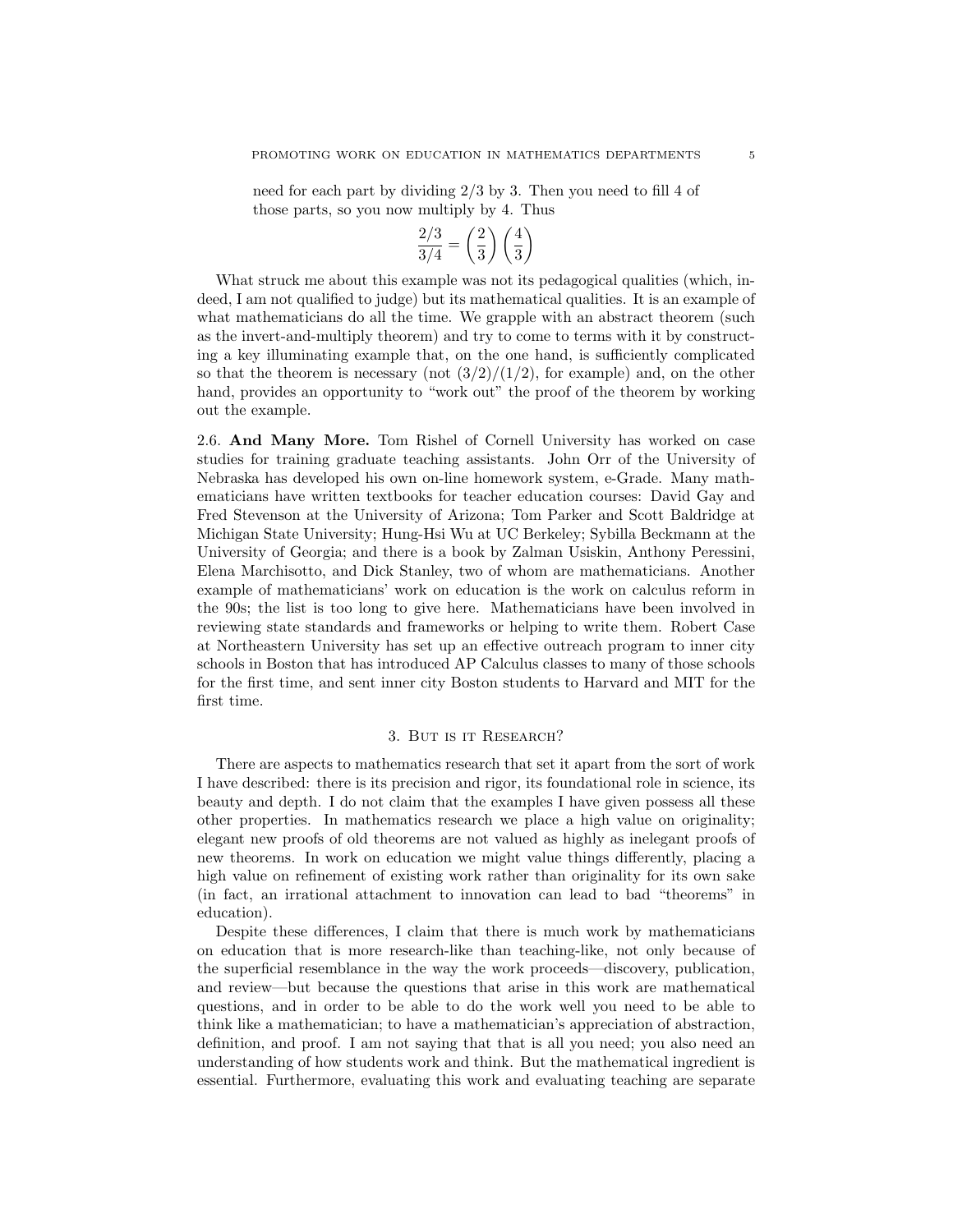need for each part by dividing 2/3 by 3. Then you need to fill 4 of those parts, so you now multiply by 4. Thus

$$\frac{2/3}{3/4} = \left(\frac{2}{3}\right)\left(\frac{4}{3}\right)$$

What struck me about this example was not its pedagogical qualities (which, indeed, I am not qualified to judge) but its mathematical qualities. It is an example of what mathematicians do all the time. We grapple with an abstract theorem (such as the invert-and-multiply theorem) and try to come to terms with it by constructing a key illuminating example that, on the one hand, is sufficiently complicated so that the theorem is necessary (not $(3/2)/(1/2)$, for example) and, on the other hand, provides an opportunity to "work out" the proof of the theorem by working out the example.

2.6. **And Many More.** Tom Rishel of Cornell University has worked on case studies for training graduate teaching assistants. John Orr of the University of Nebraska has developed his own on-line homework system, e-Grade. Many mathematicians have written textbooks for teacher education courses: David Gay and Fred Stevenson at the University of Arizona; Tom Parker and Scott Baldridge at Michigan State University; Hung-Hsi Wu at UC Berkeley; Sybilla Beckmann at the University of Georgia; and there is a book by Zalman Usiskin, Anthony Peressini, Elena Marchisotto, and Dick Stanley, two of whom are mathematicians. Another example of mathematicians' work on education is the work on calculus reform in the 90s; the list is too long to give here. Mathematicians have been involved in reviewing state standards and frameworks or helping to write them. Robert Case at Northeastern University has set up an effective outreach program to inner city schools in Boston that has introduced AP Calculus classes to many of those schools for the first time, and sent inner city Boston students to Harvard and MIT for the first time.

## 3. But is it Research?

There are aspects to mathematics research that set it apart from the sort of work I have described: there is its precision and rigor, its foundational role in science, its beauty and depth. I do not claim that the examples I have given possess all these other properties. In mathematics research we place a high value on originality; elegant new proofs of old theorems are not valued as highly as inelegant proofs of new theorems. In work on education we might value things differently, placing a high value on refinement of existing work rather than originality for its own sake (in fact, an irrational attachment to innovation can lead to bad "theorems" in education).

Despite these differences, I claim that there is much work by mathematicians on education that is more research-like than teaching-like, not only because of the superficial resemblance in the way the work proceeds—discovery, publication, and review—but because the questions that arise in this work are mathematical questions, and in order to be able to do the work well you need to be able to think like a mathematician; to have a mathematician's appreciation of abstraction, definition, and proof. I am not saying that that is all you need; you also need an understanding of how students work and think. But the mathematical ingredient is essential. Furthermore, evaluating this work and evaluating teaching are separate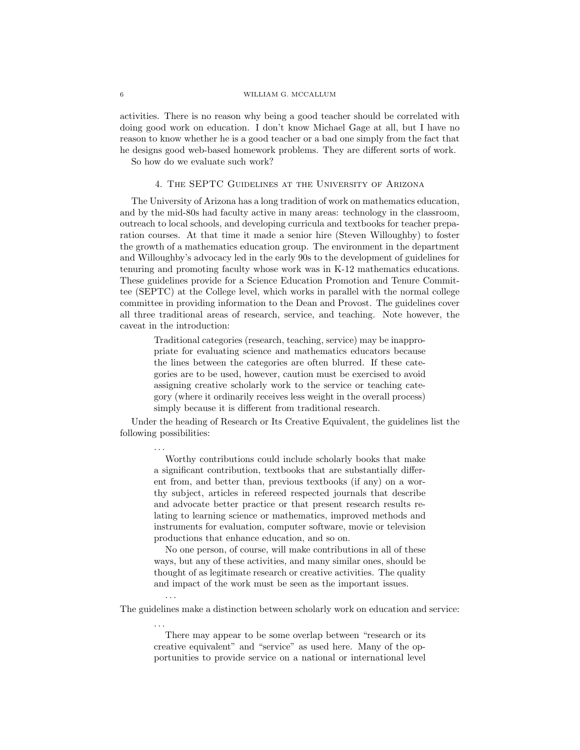activities. There is no reason why being a good teacher should be correlated with doing good work on education. I don't know Michael Gage at all, but I have no reason to know whether he is a good teacher or a bad one simply from the fact that he designs good web-based homework problems. They are different sorts of work.

So how do we evaluate such work?

## 4. The SEPTC Guidelines at the University of Arizona

The University of Arizona has a long tradition of work on mathematics education, and by the mid-80s had faculty active in many areas: technology in the classroom, outreach to local schools, and developing curricula and textbooks for teacher preparation courses. At that time it made a senior hire (Steven Willoughby) to foster the growth of a mathematics education group. The environment in the department and Willoughby's advocacy led in the early 90s to the development of guidelines for tenuring and promoting faculty whose work was in K-12 mathematics educations. These guidelines provide for a Science Education Promotion and Tenure Committee (SEPTC) at the College level, which works in parallel with the normal college committee in providing information to the Dean and Provost. The guidelines cover all three traditional areas of research, service, and teaching. Note however, the caveat in the introduction:

> Traditional categories (research, teaching, service) may be inappropriate for evaluating science and mathematics educators because the lines between the categories are often blurred. If these categories are to be used, however, caution must be exercised to avoid assigning creative scholarly work to the service or teaching category (where it ordinarily receives less weight in the overall process) simply because it is different from traditional research.

Under the heading of Research or Its Creative Equivalent, the guidelines list the following possibilities:

> ...
>
> Worthy contributions could include scholarly books that make a significant contribution, textbooks that are substantially different from, and better than, previous textbooks (if any) on a worthy subject, articles in refereed respected journals that describe and advocate better practice or that present research results relating to learning science or mathematics, improved methods and instruments for evaluation, computer software, movie or television productions that enhance education, and so on.
>
> No one person, of course, will make contributions in all of these ways, but any of these activities, and many similar ones, should be thought of as legitimate research or creative activities. The quality and impact of the work must be seen as the important issues.
>
> ...

The guidelines make a distinction between scholarly work on education and service:

> ...
>
> There may appear to be some overlap between "research or its creative equivalent" and "service" as used here. Many of the opportunities to provide service on a national or international level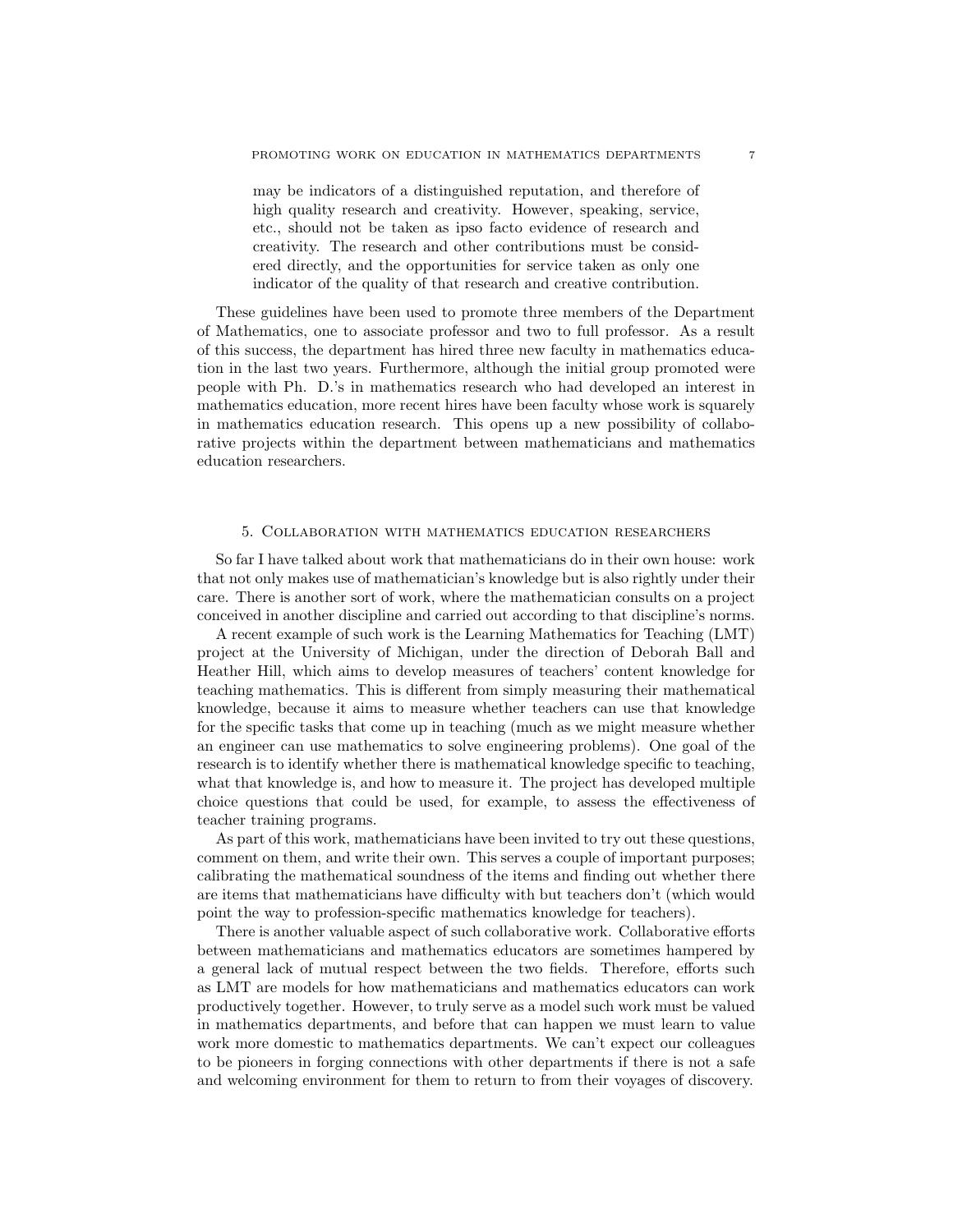> may be indicators of a distinguished reputation, and therefore of high quality research and creativity. However, speaking, service, etc., should not be taken as ipso facto evidence of research and creativity. The research and other contributions must be considered directly, and the opportunities for service taken as only one indicator of the quality of that research and creative contribution.

These guidelines have been used to promote three members of the Department of Mathematics, one to associate professor and two to full professor. As a result of this success, the department has hired three new faculty in mathematics education in the last two years. Furthermore, although the initial group promoted were people with Ph. D.'s in mathematics research who had developed an interest in mathematics education, more recent hires have been faculty whose work is squarely in mathematics education research. This opens up a new possibility of collaborative projects within the department between mathematicians and mathematics education researchers.

## 5. Collaboration with mathematics education researchers

So far I have talked about work that mathematicians do in their own house: work that not only makes use of mathematician's knowledge but is also rightly under their care. There is another sort of work, where the mathematician consults on a project conceived in another discipline and carried out according to that discipline's norms.

A recent example of such work is the Learning Mathematics for Teaching (LMT) project at the University of Michigan, under the direction of Deborah Ball and Heather Hill, which aims to develop measures of teachers' content knowledge for teaching mathematics. This is different from simply measuring their mathematical knowledge, because it aims to measure whether teachers can use that knowledge for the specific tasks that come up in teaching (much as we might measure whether an engineer can use mathematics to solve engineering problems). One goal of the research is to identify whether there is mathematical knowledge specific to teaching, what that knowledge is, and how to measure it. The project has developed multiple choice questions that could be used, for example, to assess the effectiveness of teacher training programs.

As part of this work, mathematicians have been invited to try out these questions, comment on them, and write their own. This serves a couple of important purposes; calibrating the mathematical soundness of the items and finding out whether there are items that mathematicians have difficulty with but teachers don't (which would point the way to profession-specific mathematics knowledge for teachers).

There is another valuable aspect of such collaborative work. Collaborative efforts between mathematicians and mathematics educators are sometimes hampered by a general lack of mutual respect between the two fields. Therefore, efforts such as LMT are models for how mathematicians and mathematics educators can work productively together. However, to truly serve as a model such work must be valued in mathematics departments, and before that can happen we must learn to value work more domestic to mathematics departments. We can't expect our colleagues to be pioneers in forging connections with other departments if there is not a safe and welcoming environment for them to return to from their voyages of discovery.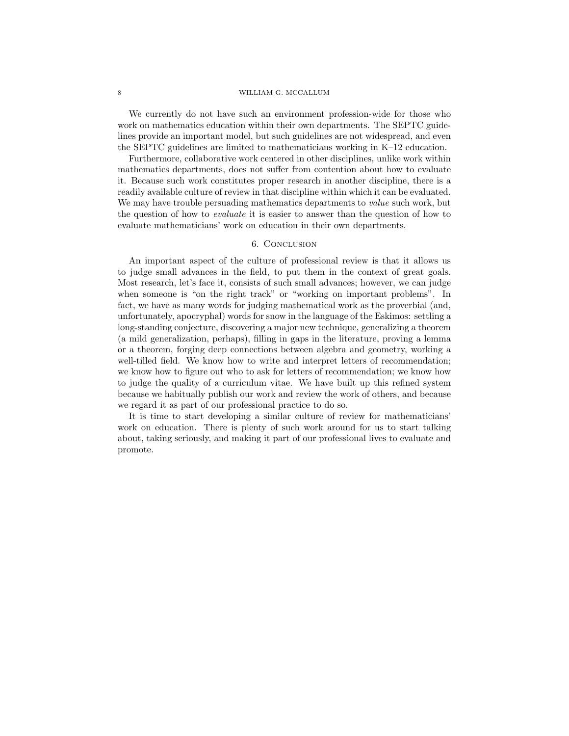We currently do not have such an environment profession-wide for those who work on mathematics education within their own departments. The SEPTC guidelines provide an important model, but such guidelines are not widespread, and even the SEPTC guidelines are limited to mathematicians working in K–12 education.

Furthermore, collaborative work centered in other disciplines, unlike work within mathematics departments, does not suffer from contention about how to evaluate it. Because such work constitutes proper research in another discipline, there is a readily available culture of review in that discipline within which it can be evaluated. We may have trouble persuading mathematics departments to *value* such work, but the question of how to *evaluate* it is easier to answer than the question of how to evaluate mathematicians' work on education in their own departments.

## 6. Conclusion

An important aspect of the culture of professional review is that it allows us to judge small advances in the field, to put them in the context of great goals. Most research, let's face it, consists of such small advances; however, we can judge when someone is "on the right track" or "working on important problems". In fact, we have as many words for judging mathematical work as the proverbial (and, unfortunately, apocryphal) words for snow in the language of the Eskimos: settling a long-standing conjecture, discovering a major new technique, generalizing a theorem (a mild generalization, perhaps), filling in gaps in the literature, proving a lemma or a theorem, forging deep connections between algebra and geometry, working a well-tilled field. We know how to write and interpret letters of recommendation; we know how to figure out who to ask for letters of recommendation; we know how to judge the quality of a curriculum vitae. We have built up this refined system because we habitually publish our work and review the work of others, and because we regard it as part of our professional practice to do so.

It is time to start developing a similar culture of review for mathematicians' work on education. There is plenty of such work around for us to start talking about, taking seriously, and making it part of our professional lives to evaluate and promote.